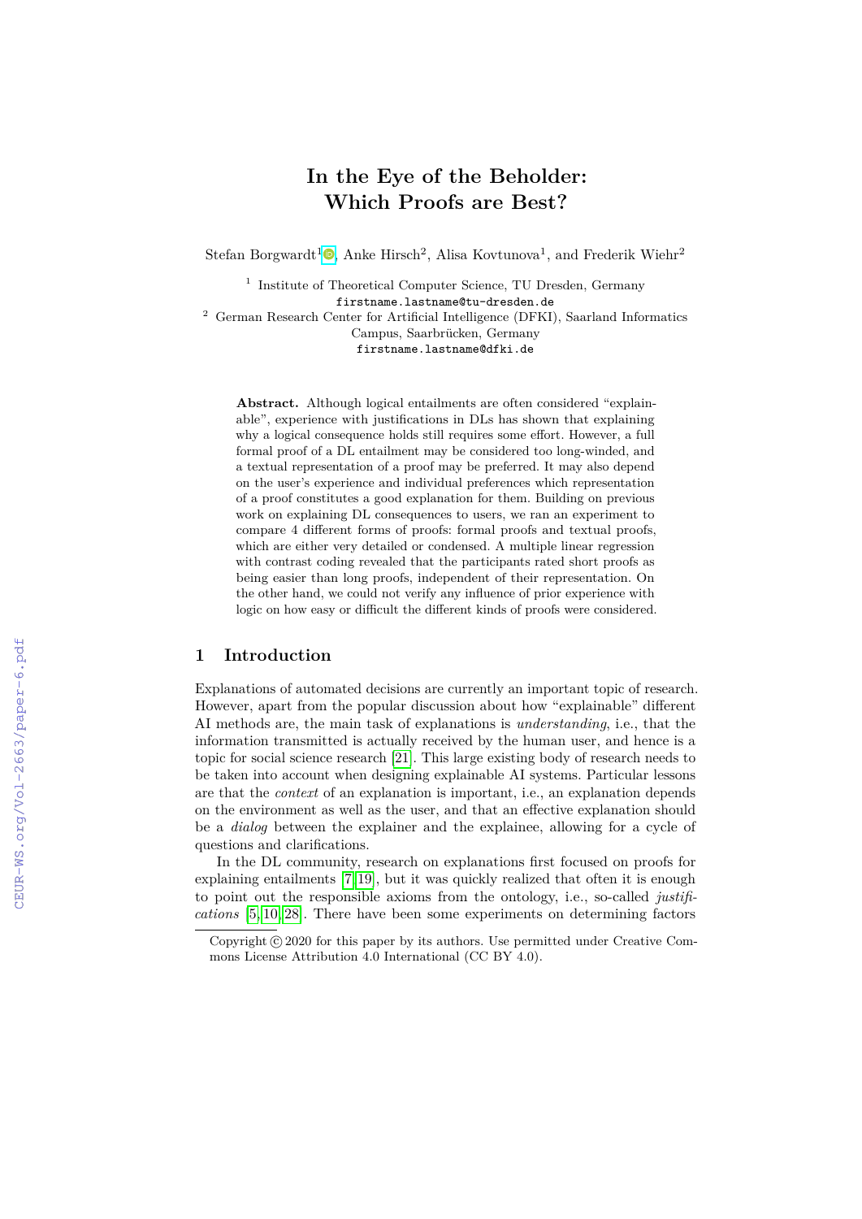# In the Eye of the Beholder: Which Proofs are Best?

Stefan Borgwardt[1], Anke Hirsch[2], Alisa Kovtunova[1], and Frederik Wiehr[2]

[1] Institute of Theoretical Computer Science, TU Dresden, Germany
firstname.lastname@tu-dresden.de

[2] German Research Center for Artificial Intelligence (DFKI), Saarland Informatics Campus, Saarbrücken, Germany
firstname.lastname@dfki.de

**Abstract.** Although logical entailments are often considered "explainable", experience with justifications in DLs has shown that explaining why a logical consequence holds still requires some effort. However, a full formal proof of a DL entailment may be considered too long-winded, and a textual representation of a proof may be preferred. It may also depend on the user's experience and individual preferences which representation of a proof constitutes a good explanation for them. Building on previous work on explaining DL consequences to users, we ran an experiment to compare 4 different forms of proofs: formal proofs and textual proofs, which are either very detailed or condensed. A multiple linear regression with contrast coding revealed that the participants rated short proofs as being easier than long proofs, independent of their representation. On the other hand, we could not verify any influence of prior experience with logic on how easy or difficult the different kinds of proofs were considered.

## 1 Introduction

Explanations of automated decisions are currently an important topic of research. However, apart from the popular discussion about how "explainable" different AI methods are, the main task of explanations is *understanding*, i.e., that the information transmitted is actually received by the human user, and hence is a topic for social science research [21]. This large existing body of research needs to be taken into account when designing explainable AI systems. Particular lessons are that the *context* of an explanation is important, i.e., an explanation depends on the environment as well as the user, and that an effective explanation should be a *dialog* between the explainer and the explainee, allowing for a cycle of questions and clarifications.

In the DL community, research on explanations first focused on proofs for explaining entailments [7,19], but it was quickly realized that often it is enough to point out the responsible axioms from the ontology, i.e., so-called *justifications* [5,10,28]. There have been some experiments on determining factors

Copyright © 2020 for this paper by its authors. Use permitted under Creative Commons License Attribution 4.0 International (CC BY 4.0).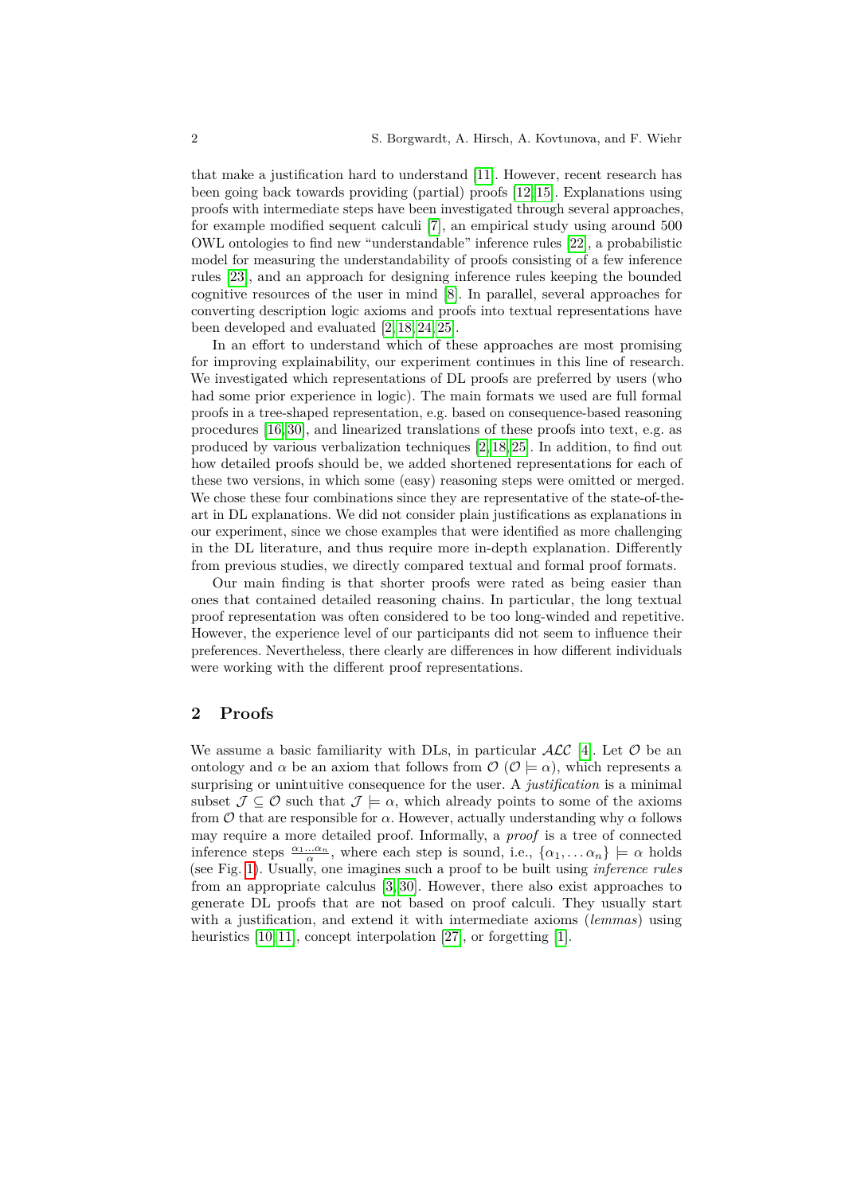that make a justification hard to understand [11]. However, recent research has been going back towards providing (partial) proofs [12,15]. Explanations using proofs with intermediate steps have been investigated through several approaches, for example modified sequent calculi [7], an empirical study using around 500 OWL ontologies to find new "understandable" inference rules [22], a probabilistic model for measuring the understandability of proofs consisting of a few inference rules [23], and an approach for designing inference rules keeping the bounded cognitive resources of the user in mind [8]. In parallel, several approaches for converting description logic axioms and proofs into textual representations have been developed and evaluated [2,18,24,25].

In an effort to understand which of these approaches are most promising for improving explainability, our experiment continues in this line of research. We investigated which representations of DL proofs are preferred by users (who had some prior experience in logic). The main formats we used are full formal proofs in a tree-shaped representation, e.g. based on consequence-based reasoning procedures [16,30], and linearized translations of these proofs into text, e.g. as produced by various verbalization techniques [2,18,25]. In addition, to find out how detailed proofs should be, we added shortened representations for each of these two versions, in which some (easy) reasoning steps were omitted or merged. We chose these four combinations since they are representative of the state-of-the-art in DL explanations. We did not consider plain justifications as explanations in our experiment, since we chose examples that were identified as more challenging in the DL literature, and thus require more in-depth explanation. Differently from previous studies, we directly compared textual and formal proof formats.

Our main finding is that shorter proofs were rated as being easier than ones that contained detailed reasoning chains. In particular, the long textual proof representation was often considered to be too long-winded and repetitive. However, the experience level of our participants did not seem to influence their preferences. Nevertheless, there clearly are differences in how different individuals were working with the different proof representations.

## 2 Proofs

We assume a basic familiarity with DLs, in particular $\mathcal{ALC}$ [4]. Let $\mathcal{O}$ be an ontology and $\alpha$ be an axiom that follows from $\mathcal{O}$ ($\mathcal{O} \models \alpha$), which represents a surprising or unintuitive consequence for the user. A *justification* is a minimal subset $\mathcal{J} \subseteq \mathcal{O}$ such that $\mathcal{J} \models \alpha$, which already points to some of the axioms from $\mathcal{O}$ that are responsible for $\alpha$. However, actually understanding why $\alpha$ follows may require a more detailed proof. Informally, a *proof* is a tree of connected inference steps $\frac{\alpha_1 \dots \alpha_n}{\alpha}$, where each step is sound, i.e., $\{\alpha_1, \dots \alpha_n\} \models \alpha$ holds (see Fig. 1). Usually, one imagines such a proof to be built using *inference rules* from an appropriate calculus [3,30]. However, there also exist approaches to generate DL proofs that are not based on proof calculi. They usually start with a justification, and extend it with intermediate axioms (*lemmas*) using heuristics [10,11], concept interpolation [27], or forgetting [1].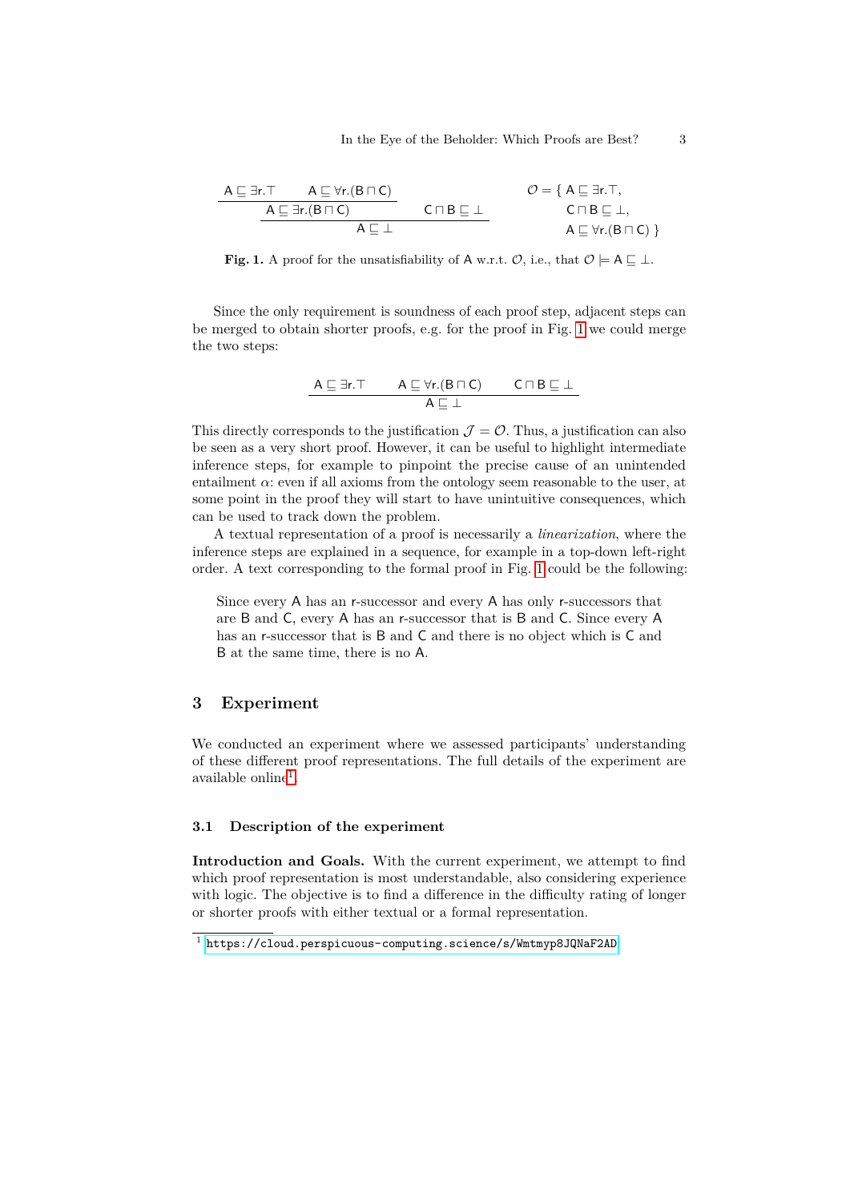$$\dfrac{\dfrac{\mathsf{A} \sqsubseteq \exists \mathsf{r}.\top \qquad \mathsf{A} \sqsubseteq \forall \mathsf{r}.(\mathsf{B} \sqcap \mathsf{C})}{\mathsf{A} \sqsubseteq \exists \mathsf{r}.(\mathsf{B} \sqcap \mathsf{C})} \qquad \mathsf{C} \sqcap \mathsf{B} \sqsubseteq \bot}{\mathsf{A} \sqsubseteq \bot} \qquad \mathcal{O} = \{\, \mathsf{A} \sqsubseteq \exists \mathsf{r}.\top,\ \mathsf{C} \sqcap \mathsf{B} \sqsubseteq \bot,\ \mathsf{A} \sqsubseteq \forall \mathsf{r}.(\mathsf{B} \sqcap \mathsf{C}) \,\}$$

**Fig. 1.** A proof for the unsatisfiability of A w.r.t. $\mathcal{O}$, i.e., that $\mathcal{O} \models \mathsf{A} \sqsubseteq \bot$.

Since the only requirement is soundness of each proof step, adjacent steps can be merged to obtain shorter proofs, e.g. for the proof in Fig. 1 we could merge the two steps:

$$\dfrac{\mathsf{A} \sqsubseteq \exists \mathsf{r}.\top \qquad \mathsf{A} \sqsubseteq \forall \mathsf{r}.(\mathsf{B} \sqcap \mathsf{C}) \qquad \mathsf{C} \sqcap \mathsf{B} \sqsubseteq \bot}{\mathsf{A} \sqsubseteq \bot}$$

This directly corresponds to the justification $\mathcal{J} = \mathcal{O}$. Thus, a justification can also be seen as a very short proof. However, it can be useful to highlight intermediate inference steps, for example to pinpoint the precise cause of an unintended entailment $\alpha$: even if all axioms from the ontology seem reasonable to the user, at some point in the proof they will start to have unintuitive consequences, which can be used to track down the problem.

A textual representation of a proof is necessarily a *linearization*, where the inference steps are explained in a sequence, for example in a top-down left-right order. A text corresponding to the formal proof in Fig. 1 could be the following:

> Since every A has an r-successor and every A has only r-successors that are B and C, every A has an r-successor that is B and C. Since every A has an r-successor that is B and C and there is no object which is C and B at the same time, there is no A.

## 3 Experiment

We conducted an experiment where we assessed participants' understanding of these different proof representations. The full details of the experiment are available online[1].

### 3.1 Description of the experiment

**Introduction and Goals.** With the current experiment, we attempt to find which proof representation is most understandable, also considering experience with logic. The objective is to find a difference in the difficulty rating of longer or shorter proofs with either textual or a formal representation.

[1] https://cloud.perspicuous-computing.science/s/Wmtmyp8JQNaF2AD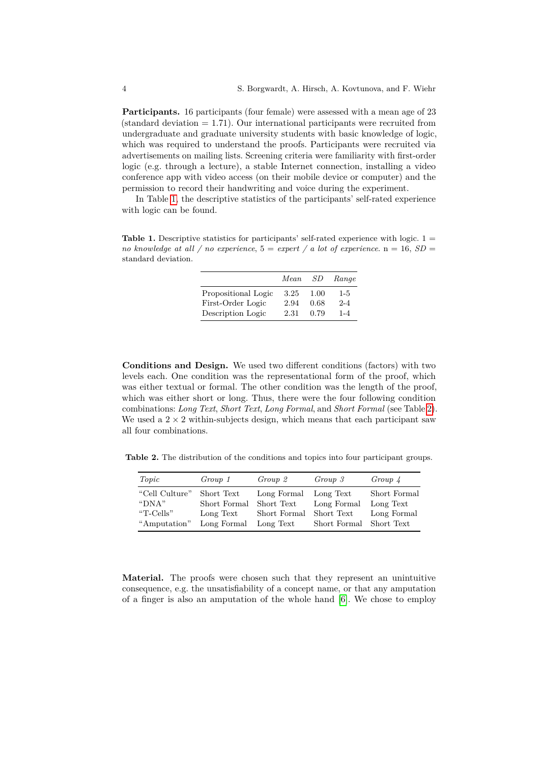**Participants.** 16 participants (four female) were assessed with a mean age of 23 (standard deviation = 1.71). Our international participants were recruited from undergraduate and graduate university students with basic knowledge of logic, which was required to understand the proofs. Participants were recruited via advertisements on mailing lists. Screening criteria were familiarity with first-order logic (e.g. through a lecture), a stable Internet connection, installing a video conference app with video access (on their mobile device or computer) and the permission to record their handwriting and voice during the experiment.

In Table 1, the descriptive statistics of the participants' self-rated experience with logic can be found.

**Table 1.** Descriptive statistics for participants' self-rated experience with logic. 1 = *no knowledge at all / no experience*, 5 = *expert / a lot of experience*. n = 16, *SD* = standard deviation.

| | *Mean* | *SD* | *Range* |
|---|---|---|---|
| Propositional Logic | 3.25 | 1.00 | 1-5 |
| First-Order Logic | 2.94 | 0.68 | 2-4 |
| Description Logic | 2.31 | 0.79 | 1-4 |

**Conditions and Design.** We used two different conditions (factors) with two levels each. One condition was the representational form of the proof, which was either textual or formal. The other condition was the length of the proof, which was either short or long. Thus, there were the four following condition combinations: *Long Text*, *Short Text*, *Long Formal*, and *Short Formal* (see Table 2). We used a $2 \times 2$ within-subjects design, which means that each participant saw all four combinations.

**Table 2.** The distribution of the conditions and topics into four participant groups.

| *Topic* | *Group 1* | *Group 2* | *Group 3* | *Group 4* |
|---|---|---|---|---|
| "Cell Culture" | Short Text | Long Formal | Long Text | Short Formal |
| "DNA" | Short Formal | Short Text | Long Formal | Long Text |
| "T-Cells" | Long Text | Short Formal | Short Text | Long Formal |
| "Amputation" | Long Formal | Long Text | Short Formal | Short Text |

**Material.** The proofs were chosen such that they represent an unintuitive consequence, e.g. the unsatisfiability of a concept name, or that any amputation of a finger is also an amputation of the whole hand [6]. We chose to employ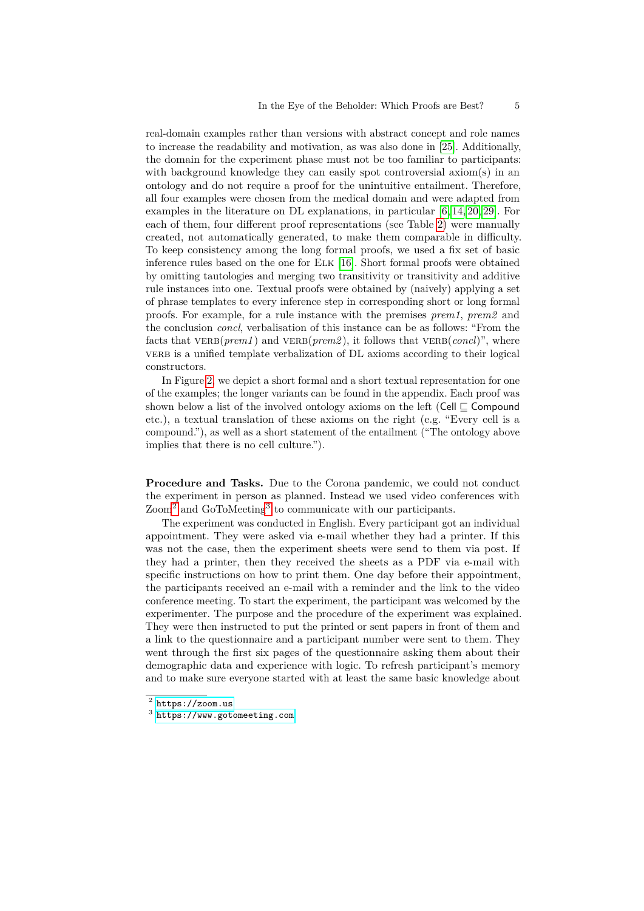real-domain examples rather than versions with abstract concept and role names to increase the readability and motivation, as was also done in [25]. Additionally, the domain for the experiment phase must not be too familiar to participants: with background knowledge they can easily spot controversial axiom(s) in an ontology and do not require a proof for the unintuitive entailment. Therefore, all four examples were chosen from the medical domain and were adapted from examples in the literature on DL explanations, in particular [6,14,20,29]. For each of them, four different proof representations (see Table 2) were manually created, not automatically generated, to make them comparable in difficulty. To keep consistency among the long formal proofs, we used a fix set of basic inference rules based on the one for ELK [16]. Short formal proofs were obtained by omitting tautologies and merging two transitivity or transitivity and additive rule instances into one. Textual proofs were obtained by (naively) applying a set of phrase templates to every inference step in corresponding short or long formal proofs. For example, for a rule instance with the premises *prem1*, *prem2* and the conclusion *concl*, verbalisation of this instance can be as follows: "From the facts that VERB(*prem1*) and VERB(*prem2*), it follows that VERB(*concl*)", where VERB is a unified template verbalization of DL axioms according to their logical constructors.

In Figure 2, we depict a short formal and a short textual representation for one of the examples; the longer variants can be found in the appendix. Each proof was shown below a list of the involved ontology axioms on the left ($\mathsf{Cell} \sqsubseteq \mathsf{Compound}$ etc.), a textual translation of these axioms on the right (e.g. "Every cell is a compound."), as well as a short statement of the entailment ("The ontology above implies that there is no cell culture.").

**Procedure and Tasks.** Due to the Corona pandemic, we could not conduct the experiment in person as planned. Instead we used video conferences with Zoom[2] and GoToMeeting[3] to communicate with our participants.

The experiment was conducted in English. Every participant got an individual appointment. They were asked via e-mail whether they had a printer. If this was not the case, then the experiment sheets were send to them via post. If they had a printer, then they received the sheets as a PDF via e-mail with specific instructions on how to print them. One day before their appointment, the participants received an e-mail with a reminder and the link to the video conference meeting. To start the experiment, the participant was welcomed by the experimenter. The purpose and the procedure of the experiment was explained. They were then instructed to put the printed or sent papers in front of them and a link to the questionnaire and a participant number were sent to them. They went through the first six pages of the questionnaire asking them about their demographic data and experience with logic. To refresh participant's memory and to make sure everyone started with at least the same basic knowledge about

[2] https://zoom.us
[3] https://www.gotomeeting.com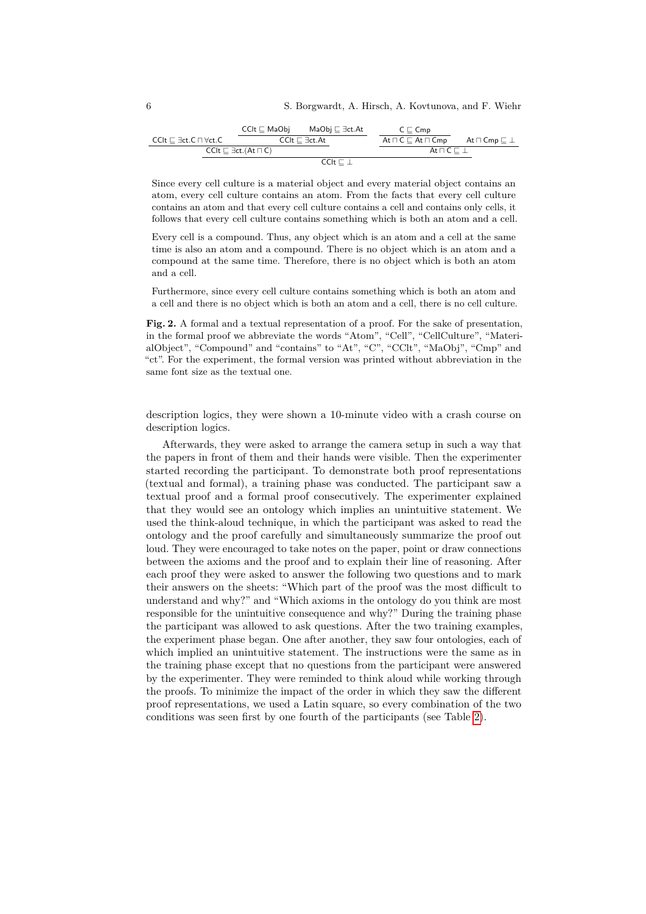$$
\dfrac{\mathsf{CClt} \sqsubseteq \exists \mathsf{ct}.\mathsf{C} \sqcap \forall \mathsf{ct}.\mathsf{C} \qquad \dfrac{\mathsf{CClt} \sqsubseteq \mathsf{MaObj} \qquad \mathsf{MaObj} \sqsubseteq \exists \mathsf{ct}.\mathsf{At}}{\mathsf{CClt} \sqsubseteq \exists \mathsf{ct}.\mathsf{At}}}{\mathsf{CClt} \sqsubseteq \exists \mathsf{ct}.(\mathsf{At} \sqcap \mathsf{C})} \qquad \dfrac{\dfrac{\mathsf{C} \sqsubseteq \mathsf{Cmp}}{\mathsf{At} \sqcap \mathsf{C} \sqsubseteq \mathsf{At} \sqcap \mathsf{Cmp}} \qquad \mathsf{At} \sqcap \mathsf{Cmp} \sqsubseteq \bot}{\mathsf{At} \sqcap \mathsf{C} \sqsubseteq \bot}
$$

$$
\mathsf{CClt} \sqsubseteq \bot
$$

Since every cell culture is a material object and every material object contains an atom, every cell culture contains an atom. From the facts that every cell culture contains an atom and that every cell culture contains a cell and contains only cells, it follows that every cell culture contains something which is both an atom and a cell.

Every cell is a compound. Thus, any object which is an atom and a cell at the same time is also an atom and a compound. There is no object which is an atom and a compound at the same time. Therefore, there is no object which is both an atom and a cell.

Furthermore, since every cell culture contains something which is both an atom and a cell and there is no object which is both an atom and a cell, there is no cell culture.

**Fig. 2.** A formal and a textual representation of a proof. For the sake of presentation, in the formal proof we abbreviate the words "Atom", "Cell", "CellCulture", "MaterialObject", "Compound" and "contains" to "At", "C", "CClt", "MaObj", "Cmp" and "ct". For the experiment, the formal version was printed without abbreviation in the same font size as the textual one.

description logics, they were shown a 10-minute video with a crash course on description logics.

Afterwards, they were asked to arrange the camera setup in such a way that the papers in front of them and their hands were visible. Then the experimenter started recording the participant. To demonstrate both proof representations (textual and formal), a training phase was conducted. The participant saw a textual proof and a formal proof consecutively. The experimenter explained that they would see an ontology which implies an unintuitive statement. We used the think-aloud technique, in which the participant was asked to read the ontology and the proof carefully and simultaneously summarize the proof out loud. They were encouraged to take notes on the paper, point or draw connections between the axioms and the proof and to explain their line of reasoning. After each proof they were asked to answer the following two questions and to mark their answers on the sheets: "Which part of the proof was the most difficult to understand and why?" and "Which axioms in the ontology do you think are most responsible for the unintuitive consequence and why?" During the training phase the participant was allowed to ask questions. After the two training examples, the experiment phase began. One after another, they saw four ontologies, each of which implied an unintuitive statement. The instructions were the same as in the training phase except that no questions from the participant were answered by the experimenter. They were reminded to think aloud while working through the proofs. To minimize the impact of the order in which they saw the different proof representations, we used a Latin square, so every combination of the two conditions was seen first by one fourth of the participants (see Table 2).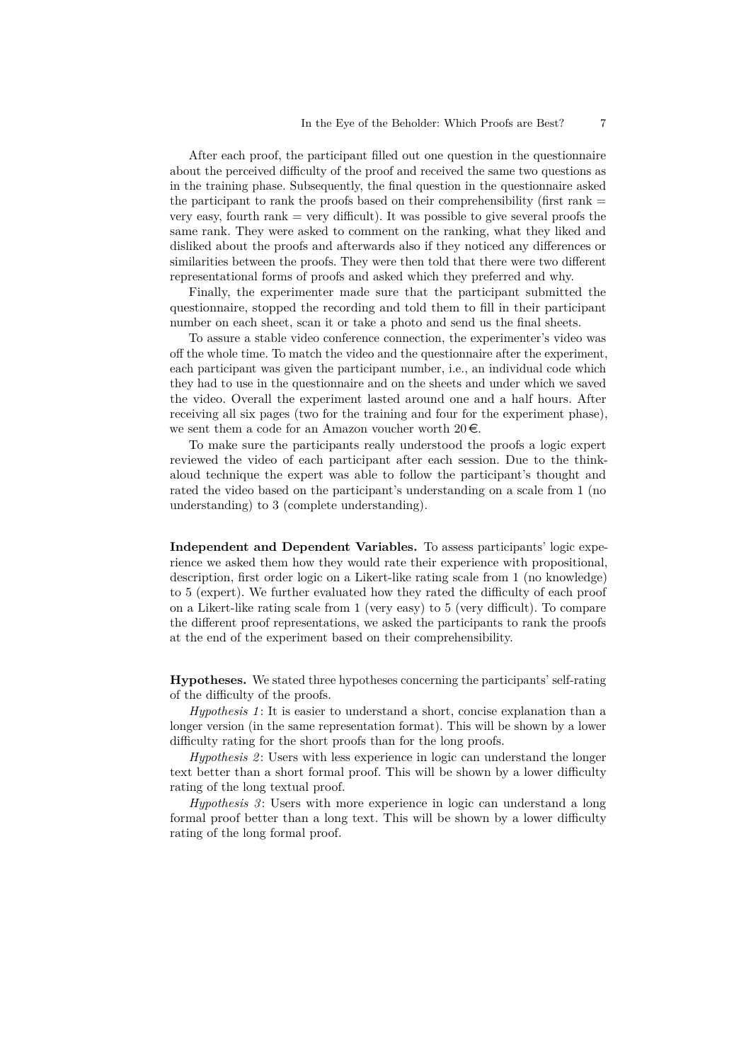After each proof, the participant filled out one question in the questionnaire about the perceived difficulty of the proof and received the same two questions as in the training phase. Subsequently, the final question in the questionnaire asked the participant to rank the proofs based on their comprehensibility (first rank = very easy, fourth rank = very difficult). It was possible to give several proofs the same rank. They were asked to comment on the ranking, what they liked and disliked about the proofs and afterwards also if they noticed any differences or similarities between the proofs. They were then told that there were two different representational forms of proofs and asked which they preferred and why.

Finally, the experimenter made sure that the participant submitted the questionnaire, stopped the recording and told them to fill in their participant number on each sheet, scan it or take a photo and send us the final sheets.

To assure a stable video conference connection, the experimenter's video was off the whole time. To match the video and the questionnaire after the experiment, each participant was given the participant number, i.e., an individual code which they had to use in the questionnaire and on the sheets and under which we saved the video. Overall the experiment lasted around one and a half hours. After receiving all six pages (two for the training and four for the experiment phase), we sent them a code for an Amazon voucher worth 20 €.

To make sure the participants really understood the proofs a logic expert reviewed the video of each participant after each session. Due to the think-aloud technique the expert was able to follow the participant's thought and rated the video based on the participant's understanding on a scale from 1 (no understanding) to 3 (complete understanding).

**Independent and Dependent Variables.** To assess participants' logic experience we asked them how they would rate their experience with propositional, description, first order logic on a Likert-like rating scale from 1 (no knowledge) to 5 (expert). We further evaluated how they rated the difficulty of each proof on a Likert-like rating scale from 1 (very easy) to 5 (very difficult). To compare the different proof representations, we asked the participants to rank the proofs at the end of the experiment based on their comprehensibility.

**Hypotheses.** We stated three hypotheses concerning the participants' self-rating of the difficulty of the proofs.

*Hypothesis 1*: It is easier to understand a short, concise explanation than a longer version (in the same representation format). This will be shown by a lower difficulty rating for the short proofs than for the long proofs.

*Hypothesis 2*: Users with less experience in logic can understand the longer text better than a short formal proof. This will be shown by a lower difficulty rating of the long textual proof.

*Hypothesis 3*: Users with more experience in logic can understand a long formal proof better than a long text. This will be shown by a lower difficulty rating of the long formal proof.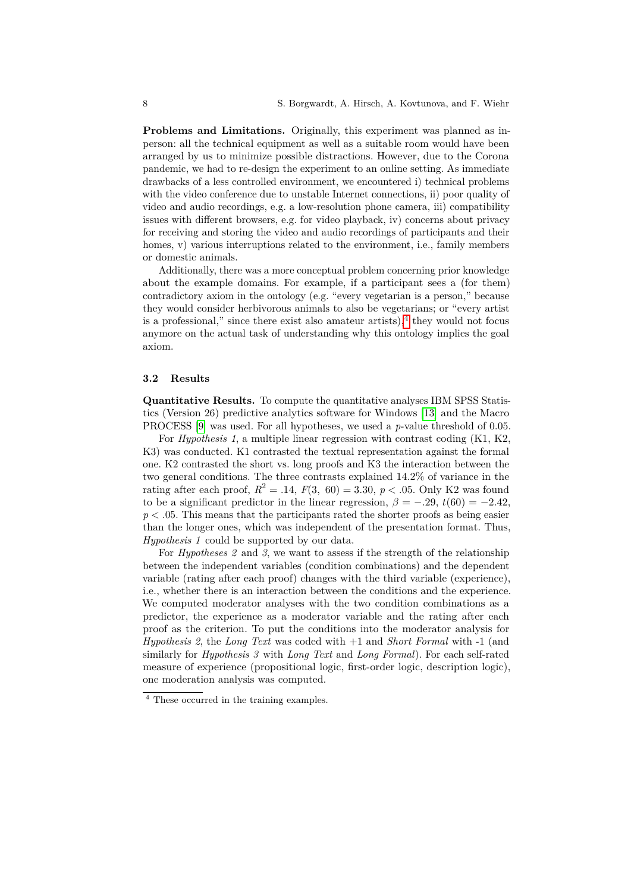**Problems and Limitations.** Originally, this experiment was planned as in-person: all the technical equipment as well as a suitable room would have been arranged by us to minimize possible distractions. However, due to the Corona pandemic, we had to re-design the experiment to an online setting. As immediate drawbacks of a less controlled environment, we encountered i) technical problems with the video conference due to unstable Internet connections, ii) poor quality of video and audio recordings, e.g. a low-resolution phone camera, iii) compatibility issues with different browsers, e.g. for video playback, iv) concerns about privacy for receiving and storing the video and audio recordings of participants and their homes, v) various interruptions related to the environment, i.e., family members or domestic animals.

Additionally, there was a more conceptual problem concerning prior knowledge about the example domains. For example, if a participant sees a (for them) contradictory axiom in the ontology (e.g. "every vegetarian is a person," because they would consider herbivorous animals to also be vegetarians; or "every artist is a professional," since there exist also amateur artists),[4] they would not focus anymore on the actual task of understanding why this ontology implies the goal axiom.

### 3.2 Results

**Quantitative Results.** To compute the quantitative analyses IBM SPSS Statistics (Version 26) predictive analytics software for Windows [13] and the Macro PROCESS [9] was used. For all hypotheses, we used a $p$-value threshold of 0.05.

For *Hypothesis 1*, a multiple linear regression with contrast coding (K1, K2, K3) was conducted. K1 contrasted the textual representation against the formal one. K2 contrasted the short vs. long proofs and K3 the interaction between the two general conditions. The three contrasts explained 14.2% of variance in the rating after each proof, $R^2 = .14$, $F(3,\ 60) = 3.30$, $p < .05$. Only K2 was found to be a significant predictor in the linear regression, $\beta = -.29$, $t(60) = -2.42$, $p < .05$. This means that the participants rated the shorter proofs as being easier than the longer ones, which was independent of the presentation format. Thus, *Hypothesis 1* could be supported by our data.

For *Hypotheses 2* and *3*, we want to assess if the strength of the relationship between the independent variables (condition combinations) and the dependent variable (rating after each proof) changes with the third variable (experience), i.e., whether there is an interaction between the conditions and the experience. We computed moderator analyses with the two condition combinations as a predictor, the experience as a moderator variable and the rating after each proof as the criterion. To put the conditions into the moderator analysis for *Hypothesis 2*, the *Long Text* was coded with +1 and *Short Formal* with -1 (and similarly for *Hypothesis 3* with *Long Text* and *Long Formal*). For each self-rated measure of experience (propositional logic, first-order logic, description logic), one moderation analysis was computed.

---

[4] These occurred in the training examples.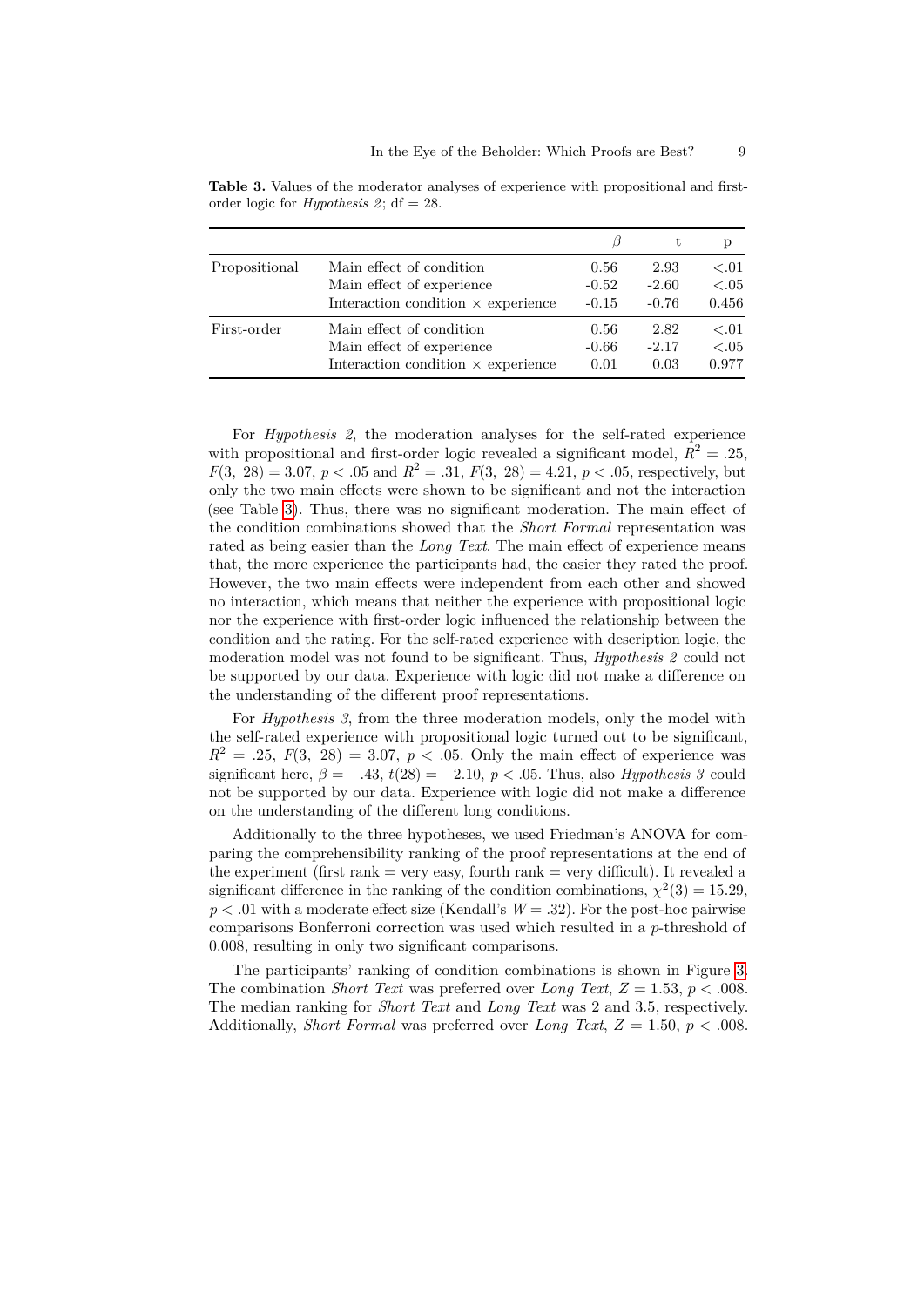**Table 3.** Values of the moderator analyses of experience with propositional and first-order logic for *Hypothesis 2*; df = 28.

| | | $\beta$ | t | p |
|---|---|---|---|---|
| Propositional | Main effect of condition | 0.56 | 2.93 | <.01 |
| | Main effect of experience | -0.52 | -2.60 | <.05 |
| | Interaction condition × experience | -0.15 | -0.76 | 0.456 |
| First-order | Main effect of condition | 0.56 | 2.82 | <.01 |
| | Main effect of experience | -0.66 | -2.17 | <.05 |
| | Interaction condition × experience | 0.01 | 0.03 | 0.977 |

For *Hypothesis 2*, the moderation analyses for the self-rated experience with propositional and first-order logic revealed a significant model, $R^2 = .25$, $F(3,\ 28) = 3.07$, $p < .05$ and $R^2 = .31$, $F(3,\ 28) = 4.21$, $p < .05$, respectively, but only the two main effects were shown to be significant and not the interaction (see Table 3). Thus, there was no significant moderation. The main effect of the condition combinations showed that the *Short Formal* representation was rated as being easier than the *Long Text*. The main effect of experience means that, the more experience the participants had, the easier they rated the proof. However, the two main effects were independent from each other and showed no interaction, which means that neither the experience with propositional logic nor the experience with first-order logic influenced the relationship between the condition and the rating. For the self-rated experience with description logic, the moderation model was not found to be significant. Thus, *Hypothesis 2* could not be supported by our data. Experience with logic did not make a difference on the understanding of the different proof representations.

For *Hypothesis 3*, from the three moderation models, only the model with the self-rated experience with propositional logic turned out to be significant, $R^2 = .25$, $F(3,\ 28) = 3.07$, $p < .05$. Only the main effect of experience was significant here, $\beta = -.43$, $t(28) = -2.10$, $p < .05$. Thus, also *Hypothesis 3* could not be supported by our data. Experience with logic did not make a difference on the understanding of the different long conditions.

Additionally to the three hypotheses, we used Friedman's ANOVA for comparing the comprehensibility ranking of the proof representations at the end of the experiment (first rank = very easy, fourth rank = very difficult). It revealed a significant difference in the ranking of the condition combinations, $\chi^2(3) = 15.29$, $p < .01$ with a moderate effect size (Kendall's $W = .32$). For the post-hoc pairwise comparisons Bonferroni correction was used which resulted in a $p$-threshold of 0.008, resulting in only two significant comparisons.

The participants' ranking of condition combinations is shown in Figure 3. The combination *Short Text* was preferred over *Long Text*, $Z = 1.53$, $p < .008$. The median ranking for *Short Text* and *Long Text* was 2 and 3.5, respectively. Additionally, *Short Formal* was preferred over *Long Text*, $Z = 1.50$, $p < .008$.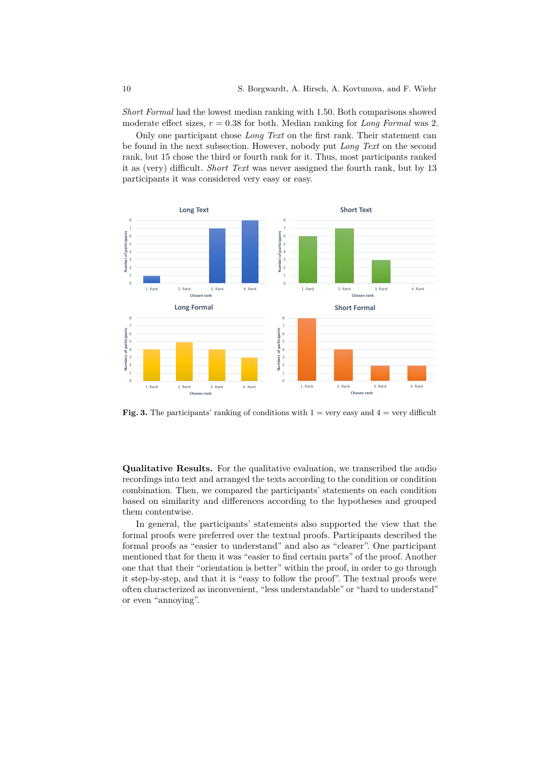*Short Formal* had the lowest median ranking with 1.50. Both comparisons showed moderate effect sizes, $r = 0.38$ for both. Median ranking for *Long Formal* was 2.

Only one participant chose *Long Text* on the first rank. Their statement can be found in the next subsection. However, nobody put *Long Text* on the second rank, but 15 chose the third or fourth rank for it. Thus, most participants ranked it as (very) difficult. *Short Text* was never assigned the fourth rank, but by 13 participants it was considered very easy or easy.

**Fig. 3.** The participants' ranking of conditions with 1 = very easy and 4 = very difficult

**Qualitative Results.** For the qualitative evaluation, we transcribed the audio recordings into text and arranged the texts according to the condition or condition combination. Then, we compared the participants' statements on each condition based on similarity and differences according to the hypotheses and grouped them contentwise.

In general, the participants' statements also supported the view that the formal proofs were preferred over the textual proofs. Participants described the formal proofs as "easier to understand" and also as "clearer". One participant mentioned that for them it was "easier to find certain parts" of the proof. Another one that that their "orientation is better" within the proof, in order to go through it step-by-step, and that it is "easy to follow the proof". The textual proofs were often characterized as inconvenient, "less understandable" or "hard to understand" or even "annoying".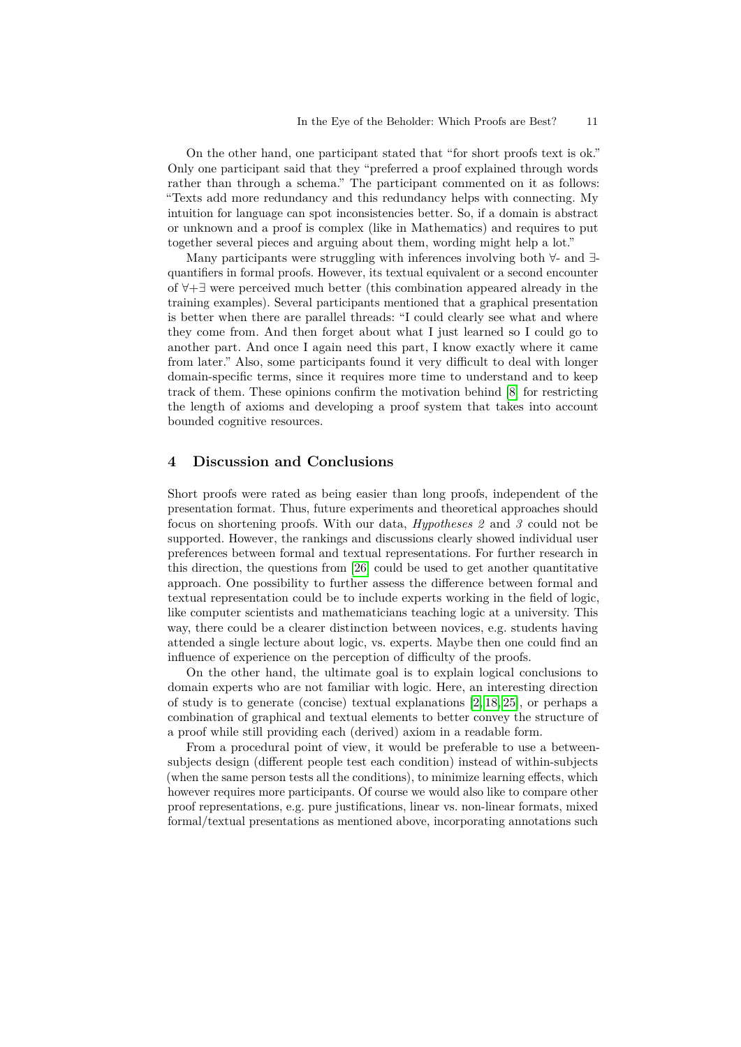On the other hand, one participant stated that "for short proofs text is ok." Only one participant said that they "preferred a proof explained through words rather than through a schema." The participant commented on it as follows: "Texts add more redundancy and this redundancy helps with connecting. My intuition for language can spot inconsistencies better. So, if a domain is abstract or unknown and a proof is complex (like in Mathematics) and requires to put together several pieces and arguing about them, wording might help a lot."

Many participants were struggling with inferences involving both ∀- and ∃-quantifiers in formal proofs. However, its textual equivalent or a second encounter of ∀+∃ were perceived much better (this combination appeared already in the training examples). Several participants mentioned that a graphical presentation is better when there are parallel threads: "I could clearly see what and where they come from. And then forget about what I just learned so I could go to another part. And once I again need this part, I know exactly where it came from later." Also, some participants found it very difficult to deal with longer domain-specific terms, since it requires more time to understand and to keep track of them. These opinions confirm the motivation behind [8] for restricting the length of axioms and developing a proof system that takes into account bounded cognitive resources.

## 4 Discussion and Conclusions

Short proofs were rated as being easier than long proofs, independent of the presentation format. Thus, future experiments and theoretical approaches should focus on shortening proofs. With our data, *Hypotheses 2* and *3* could not be supported. However, the rankings and discussions clearly showed individual user preferences between formal and textual representations. For further research in this direction, the questions from [26] could be used to get another quantitative approach. One possibility to further assess the difference between formal and textual representation could be to include experts working in the field of logic, like computer scientists and mathematicians teaching logic at a university. This way, there could be a clearer distinction between novices, e.g. students having attended a single lecture about logic, vs. experts. Maybe then one could find an influence of experience on the perception of difficulty of the proofs.

On the other hand, the ultimate goal is to explain logical conclusions to domain experts who are not familiar with logic. Here, an interesting direction of study is to generate (concise) textual explanations [2,18,25], or perhaps a combination of graphical and textual elements to better convey the structure of a proof while still providing each (derived) axiom in a readable form.

From a procedural point of view, it would be preferable to use a between-subjects design (different people test each condition) instead of within-subjects (when the same person tests all the conditions), to minimize learning effects, which however requires more participants. Of course we would also like to compare other proof representations, e.g. pure justifications, linear vs. non-linear formats, mixed formal/textual presentations as mentioned above, incorporating annotations such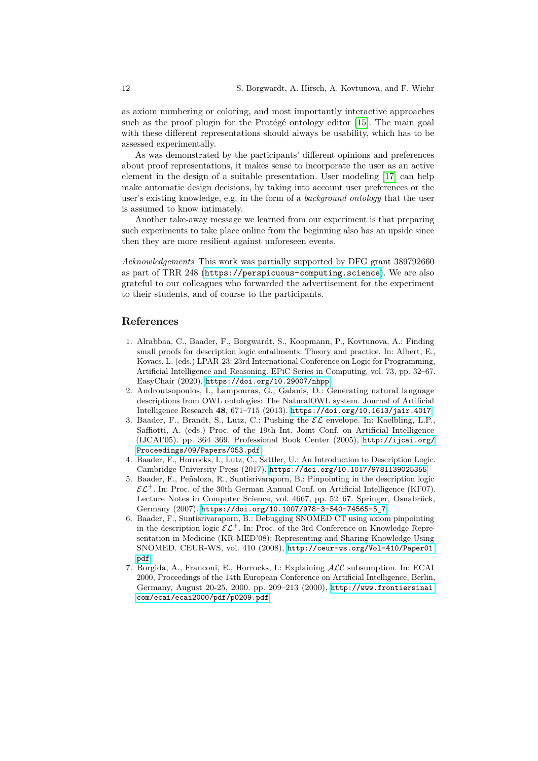as axiom numbering or coloring, and most importantly interactive approaches such as the proof plugin for the Protégé ontology editor [15]. The main goal with these different representations should always be usability, which has to be assessed experimentally.

As was demonstrated by the participants' different opinions and preferences about proof representations, it makes sense to incorporate the user as an active element in the design of a suitable presentation. User modeling [17] can help make automatic design decisions, by taking into account user preferences or the user's existing knowledge, e.g. in the form of a *background ontology* that the user is assumed to know intimately.

Another take-away message we learned from our experiment is that preparing such experiments to take place online from the beginning also has an upside since then they are more resilient against unforeseen events.

*Acknowledgements* This work was partially supported by DFG grant 389792660 as part of TRR 248 (https://perspicuous-computing.science). We are also grateful to our colleagues who forwarded the advertisement for the experiment to their students, and of course to the participants.

## References

1. Alrabbaa, C., Baader, F., Borgwardt, S., Koopmann, P., Kovtunova, A.: Finding small proofs for description logic entailments: Theory and practice. In: Albert, E., Kovacs, L. (eds.) LPAR-23: 23rd International Conference on Logic for Programming, Artificial Intelligence and Reasoning. EPiC Series in Computing, vol. 73, pp. 32–67. EasyChair (2020). https://doi.org/10.29007/nhpp
2. Androutsopoulos, I., Lampouras, G., Galanis, D.: Generating natural language descriptions from OWL ontologies: The NaturalOWL system. Journal of Artificial Intelligence Research **48**, 671–715 (2013). https://doi.org/10.1613/jair.4017
3. Baader, F., Brandt, S., Lutz, C.: Pushing the $\mathcal{EL}$ envelope. In: Kaelbling, L.P., Saffiotti, A. (eds.) Proc. of the 19th Int. Joint Conf. on Artificial Intelligence (IJCAI'05). pp. 364–369. Professional Book Center (2005), http://ijcai.org/Proceedings/09/Papers/053.pdf
4. Baader, F., Horrocks, I., Lutz, C., Sattler, U.: An Introduction to Description Logic. Cambridge University Press (2017). https://doi.org/10.1017/9781139025355
5. Baader, F., Peñaloza, R., Suntisrivaraporn, B.: Pinpointing in the description logic $\mathcal{EL}^+$. In: Proc. of the 30th German Annual Conf. on Artificial Intelligence (KI'07). Lecture Notes in Computer Science, vol. 4667, pp. 52–67. Springer, Osnabrück, Germany (2007). https://doi.org/10.1007/978-3-540-74565-5_7
6. Baader, F., Suntisrivaraporn, B.: Debugging SNOMED CT using axiom pinpointing in the description logic $\mathcal{EL}^+$. In: Proc. of the 3rd Conference on Knowledge Representation in Medicine (KR-MED'08): Representing and Sharing Knowledge Using SNOMED. CEUR-WS, vol. 410 (2008), http://ceur-ws.org/Vol-410/Paper01.pdf
7. Borgida, A., Franconi, E., Horrocks, I.: Explaining $\mathcal{ALC}$ subsumption. In: ECAI 2000, Proceedings of the 14th European Conference on Artificial Intelligence, Berlin, Germany, August 20-25, 2000. pp. 209–213 (2000), http://www.frontiersinai.com/ecai/ecai2000/pdf/p0209.pdf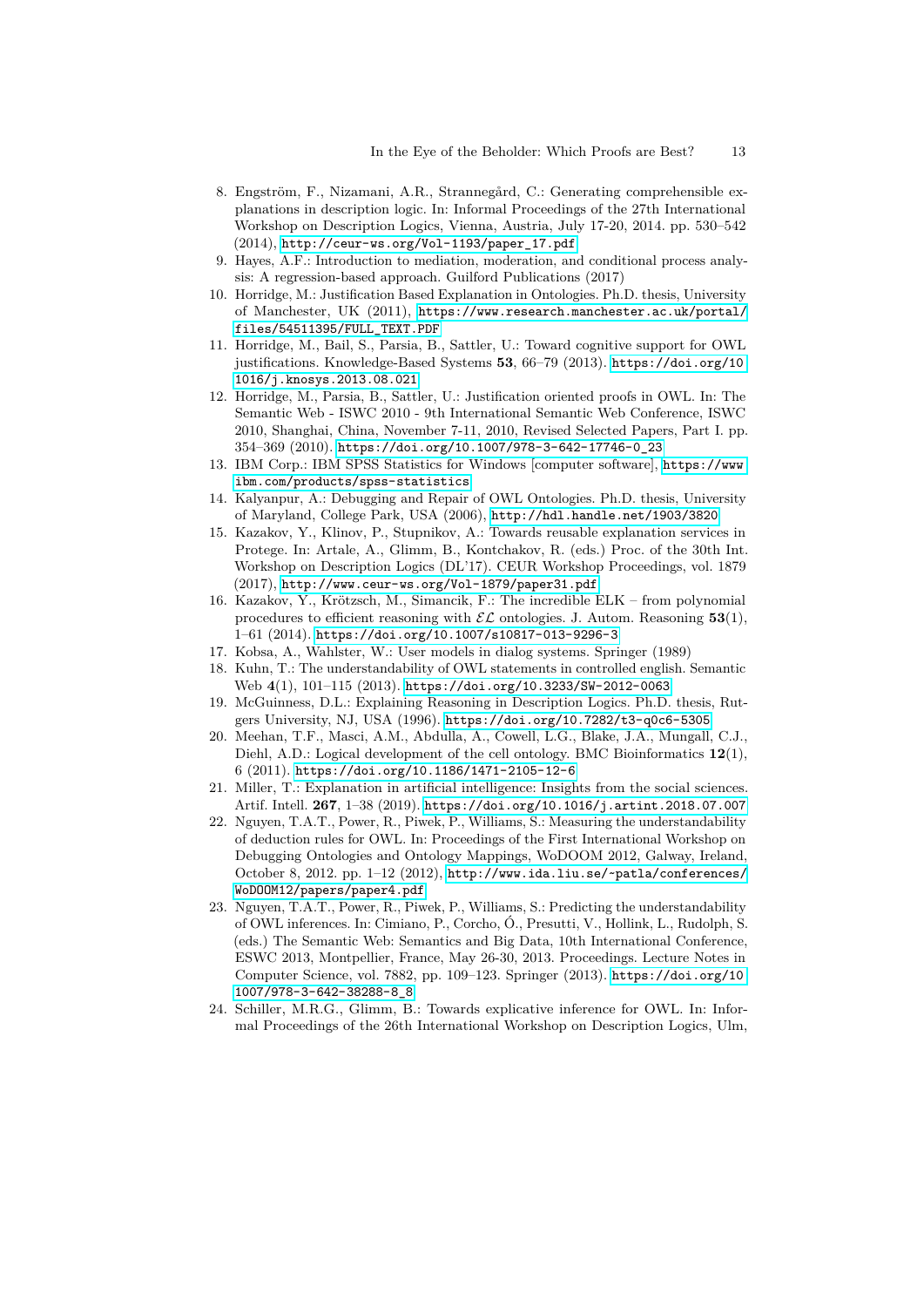8. Engström, F., Nizamani, A.R., Strannegård, C.: Generating comprehensible explanations in description logic. In: Informal Proceedings of the 27th International Workshop on Description Logics, Vienna, Austria, July 17-20, 2014. pp. 530–542 (2014), http://ceur-ws.org/Vol-1193/paper_17.pdf
9. Hayes, A.F.: Introduction to mediation, moderation, and conditional process analysis: A regression-based approach. Guilford Publications (2017)
10. Horridge, M.: Justification Based Explanation in Ontologies. Ph.D. thesis, University of Manchester, UK (2011), https://www.research.manchester.ac.uk/portal/files/54511395/FULL_TEXT.PDF
11. Horridge, M., Bail, S., Parsia, B., Sattler, U.: Toward cognitive support for OWL justifications. Knowledge-Based Systems **53**, 66–79 (2013). https://doi.org/10.1016/j.knosys.2013.08.021
12. Horridge, M., Parsia, B., Sattler, U.: Justification oriented proofs in OWL. In: The Semantic Web - ISWC 2010 - 9th International Semantic Web Conference, ISWC 2010, Shanghai, China, November 7-11, 2010, Revised Selected Papers, Part I. pp. 354–369 (2010). https://doi.org/10.1007/978-3-642-17746-0_23
13. IBM Corp.: IBM SPSS Statistics for Windows [computer software], https://www.ibm.com/products/spss-statistics
14. Kalyanpur, A.: Debugging and Repair of OWL Ontologies. Ph.D. thesis, University of Maryland, College Park, USA (2006), http://hdl.handle.net/1903/3820
15. Kazakov, Y., Klinov, P., Stupnikov, A.: Towards reusable explanation services in Protege. In: Artale, A., Glimm, B., Kontchakov, R. (eds.) Proc. of the 30th Int. Workshop on Description Logics (DL'17). CEUR Workshop Proceedings, vol. 1879 (2017), http://www.ceur-ws.org/Vol-1879/paper31.pdf
16. Kazakov, Y., Krötzsch, M., Simancik, F.: The incredible ELK – from polynomial procedures to efficient reasoning with $\mathcal{EL}$ ontologies. J. Autom. Reasoning **53**(1), 1–61 (2014). https://doi.org/10.1007/s10817-013-9296-3
17. Kobsa, A., Wahlster, W.: User models in dialog systems. Springer (1989)
18. Kuhn, T.: The understandability of OWL statements in controlled english. Semantic Web **4**(1), 101–115 (2013). https://doi.org/10.3233/SW-2012-0063
19. McGuinness, D.L.: Explaining Reasoning in Description Logics. Ph.D. thesis, Rutgers University, NJ, USA (1996). https://doi.org/10.7282/t3-q0c6-5305
20. Meehan, T.F., Masci, A.M., Abdulla, A., Cowell, L.G., Blake, J.A., Mungall, C.J., Diehl, A.D.: Logical development of the cell ontology. BMC Bioinformatics **12**(1), 6 (2011). https://doi.org/10.1186/1471-2105-12-6
21. Miller, T.: Explanation in artificial intelligence: Insights from the social sciences. Artif. Intell. **267**, 1–38 (2019). https://doi.org/10.1016/j.artint.2018.07.007
22. Nguyen, T.A.T., Power, R., Piwek, P., Williams, S.: Measuring the understandability of deduction rules for OWL. In: Proceedings of the First International Workshop on Debugging Ontologies and Ontology Mappings, WoDOOM 2012, Galway, Ireland, October 8, 2012. pp. 1–12 (2012), http://www.ida.liu.se/~patla/conferences/WoDOOM12/papers/paper4.pdf
23. Nguyen, T.A.T., Power, R., Piwek, P., Williams, S.: Predicting the understandability of OWL inferences. In: Cimiano, P., Corcho, Ó., Presutti, V., Hollink, L., Rudolph, S. (eds.) The Semantic Web: Semantics and Big Data, 10th International Conference, ESWC 2013, Montpellier, France, May 26-30, 2013. Proceedings. Lecture Notes in Computer Science, vol. 7882, pp. 109–123. Springer (2013). https://doi.org/10.1007/978-3-642-38288-8_8
24. Schiller, M.R.G., Glimm, B.: Towards explicative inference for OWL. In: Informal Proceedings of the 26th International Workshop on Description Logics, Ulm,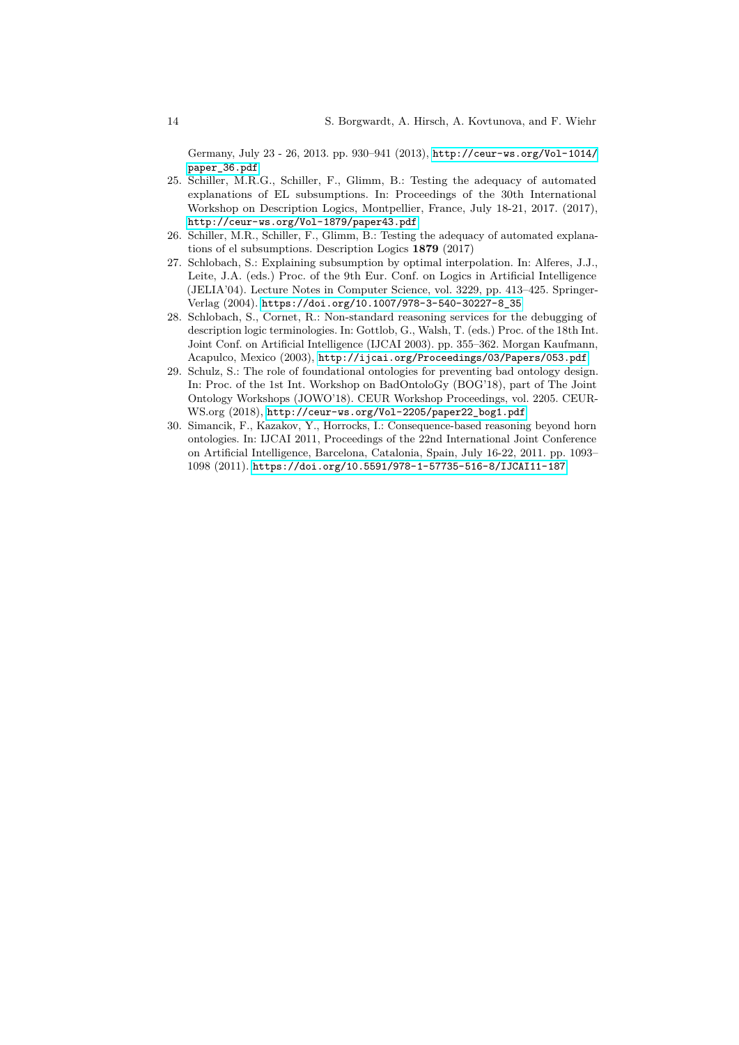Germany, July 23 - 26, 2013. pp. 930–941 (2013), http://ceur-ws.org/Vol-1014/paper_36.pdf

25. Schiller, M.R.G., Schiller, F., Glimm, B.: Testing the adequacy of automated explanations of EL subsumptions. In: Proceedings of the 30th International Workshop on Description Logics, Montpellier, France, July 18-21, 2017. (2017), http://ceur-ws.org/Vol-1879/paper43.pdf
26. Schiller, M.R., Schiller, F., Glimm, B.: Testing the adequacy of automated explanations of el subsumptions. Description Logics **1879** (2017)
27. Schlobach, S.: Explaining subsumption by optimal interpolation. In: Alferes, J.J., Leite, J.A. (eds.) Proc. of the 9th Eur. Conf. on Logics in Artificial Intelligence (JELIA'04). Lecture Notes in Computer Science, vol. 3229, pp. 413–425. Springer-Verlag (2004). https://doi.org/10.1007/978-3-540-30227-8_35
28. Schlobach, S., Cornet, R.: Non-standard reasoning services for the debugging of description logic terminologies. In: Gottlob, G., Walsh, T. (eds.) Proc. of the 18th Int. Joint Conf. on Artificial Intelligence (IJCAI 2003). pp. 355–362. Morgan Kaufmann, Acapulco, Mexico (2003), http://ijcai.org/Proceedings/03/Papers/053.pdf
29. Schulz, S.: The role of foundational ontologies for preventing bad ontology design. In: Proc. of the 1st Int. Workshop on BadOntoloGy (BOG'18), part of The Joint Ontology Workshops (JOWO'18). CEUR Workshop Proceedings, vol. 2205. CEUR-WS.org (2018), http://ceur-ws.org/Vol-2205/paper22_bog1.pdf
30. Simancik, F., Kazakov, Y., Horrocks, I.: Consequence-based reasoning beyond horn ontologies. In: IJCAI 2011, Proceedings of the 22nd International Joint Conference on Artificial Intelligence, Barcelona, Catalonia, Spain, July 16-22, 2011. pp. 1093–1098 (2011). https://doi.org/10.5591/978-1-57735-516-8/IJCAI11-187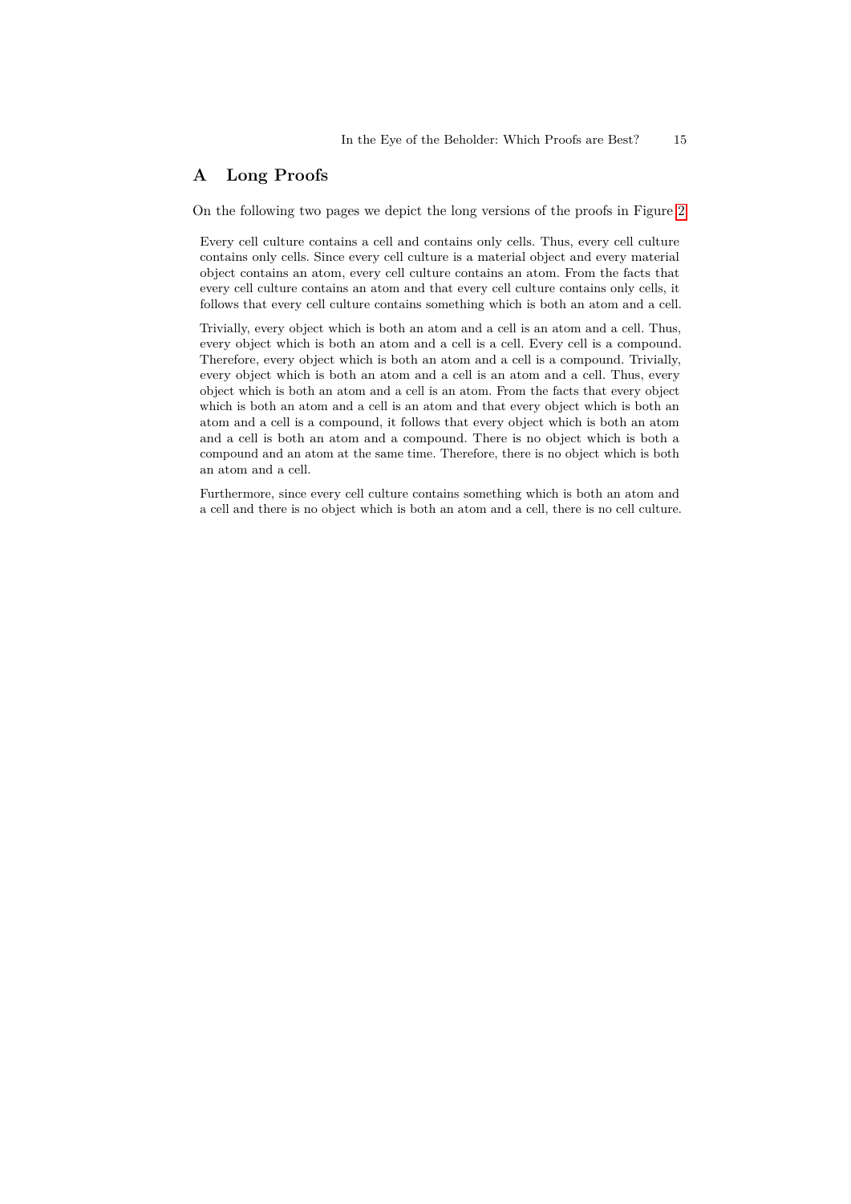# A Long Proofs

On the following two pages we depict the long versions of the proofs in Figure 2.

Every cell culture contains a cell and contains only cells. Thus, every cell culture contains only cells. Since every cell culture is a material object and every material object contains an atom, every cell culture contains an atom. From the facts that every cell culture contains an atom and that every cell culture contains only cells, it follows that every cell culture contains something which is both an atom and a cell.

Trivially, every object which is both an atom and a cell is an atom and a cell. Thus, every object which is both an atom and a cell is a cell. Every cell is a compound. Therefore, every object which is both an atom and a cell is a compound. Trivially, every object which is both an atom and a cell is an atom and a cell. Thus, every object which is both an atom and a cell is an atom. From the facts that every object which is both an atom and a cell is an atom and that every object which is both an atom and a cell is a compound, it follows that every object which is both an atom and a cell is both an atom and a compound. There is no object which is both a compound and an atom at the same time. Therefore, there is no object which is both an atom and a cell.

Furthermore, since every cell culture contains something which is both an atom and a cell and there is no object which is both an atom and a cell, there is no cell culture.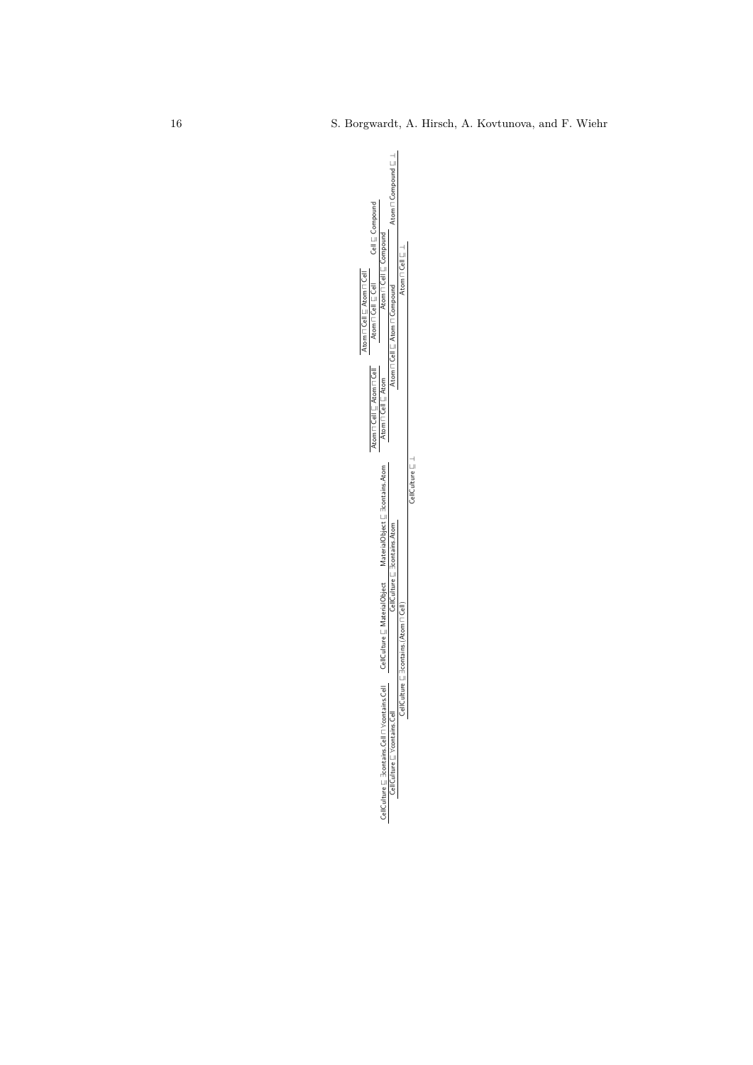$$
\dfrac{
  \dfrac{
    \dfrac{\mathsf{CellCulture} \sqsubseteq \exists \mathsf{contains}.\mathsf{Cell} \sqcap \forall \mathsf{contains}.\mathsf{Cell}}{\mathsf{CellCulture} \sqsubseteq \forall \mathsf{contains}.\mathsf{Cell}}
    \quad
    \dfrac{\mathsf{CellCulture} \sqsubseteq \mathsf{MaterialObject} \quad \mathsf{MaterialObject} \sqsubseteq \exists \mathsf{contains}.\mathsf{Atom}}{\mathsf{CellCulture} \sqsubseteq \exists \mathsf{contains}.\mathsf{Atom}}
  }{\mathsf{CellCulture} \sqsubseteq \exists \mathsf{contains}.(\mathsf{Atom} \sqcap \mathsf{Cell})}
  \quad
  \dfrac{
    \dfrac{
      \dfrac{\dfrac{}{\mathsf{Atom} \sqcap \mathsf{Cell} \sqsubseteq \mathsf{Atom} \sqcap \mathsf{Cell}}}{\mathsf{Atom} \sqcap \mathsf{Cell} \sqsubseteq \mathsf{Atom}}
      \quad
      \dfrac{
        \dfrac{\dfrac{}{\mathsf{Atom} \sqcap \mathsf{Cell} \sqsubseteq \mathsf{Atom} \sqcap \mathsf{Cell}}}{\mathsf{Atom} \sqcap \mathsf{Cell} \sqsubseteq \mathsf{Cell}}
        \quad
        \mathsf{Cell} \sqsubseteq \mathsf{Compound}
      }{\mathsf{Atom} \sqcap \mathsf{Cell} \sqsubseteq \mathsf{Compound}}
    }{\mathsf{Atom} \sqcap \mathsf{Cell} \sqsubseteq \mathsf{Atom} \sqcap \mathsf{Compound}}
    \quad
    \mathsf{Atom} \sqcap \mathsf{Compound} \sqsubseteq \bot
  }{\mathsf{Atom} \sqcap \mathsf{Cell} \sqsubseteq \bot}
}{\mathsf{CellCulture} \sqsubseteq \bot}
$$